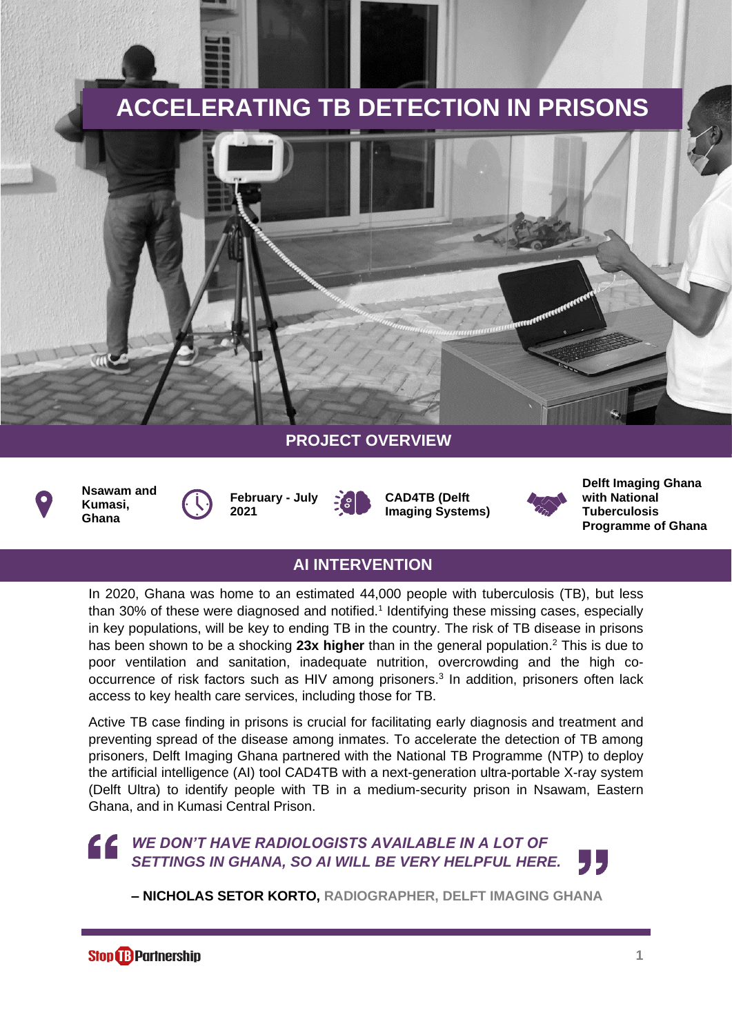# ACCELERATING TB DETECTION IN PRISONS

## PROJECT OVERVIEW

**Nsawam and Kumasi, Ghana**

**February - July 2021**

**CAD4TB (Delft Imaging Systems)**

**Delft Imaging Ghana with National Tuberculosis Programme of Ghana**

## AI INTERVENTION

In 2020, Ghana was home to an estimated 44,000 people with tuberculosis (TB), but less than 30% of these were diagnosed and notified.[1] Identifying these missing cases, especially in key populations, will be key to ending TB in the country. The risk of TB disease in prisons has been shown to be a shocking **23x higher** than in the general population.[2] This is due to poor ventilation and sanitation, inadequate nutrition, overcrowding and the high co-occurrence of risk factors such as HIV among prisoners.[3] In addition, prisoners often lack access to key health care services, including those for TB.

Active TB case finding in prisons is crucial for facilitating early diagnosis and treatment and preventing spread of the disease among inmates. To accelerate the detection of TB among prisoners, Delft Imaging Ghana partnered with the National TB Programme (NTP) to deploy the artificial intelligence (AI) tool CAD4TB with a next-generation ultra-portable X-ray system (Delft Ultra) to identify people with TB in a medium-security prison in Nsawam, Eastern Ghana, and in Kumasi Central Prison.

> ***WE DON'T HAVE RADIOLOGISTS AVAILABLE IN A LOT OF SETTINGS IN GHANA, SO AI WILL BE VERY HELPFUL HERE.***
>
> **– NICHOLAS SETOR KORTO,** RADIOGRAPHER, DELFT IMAGING GHANA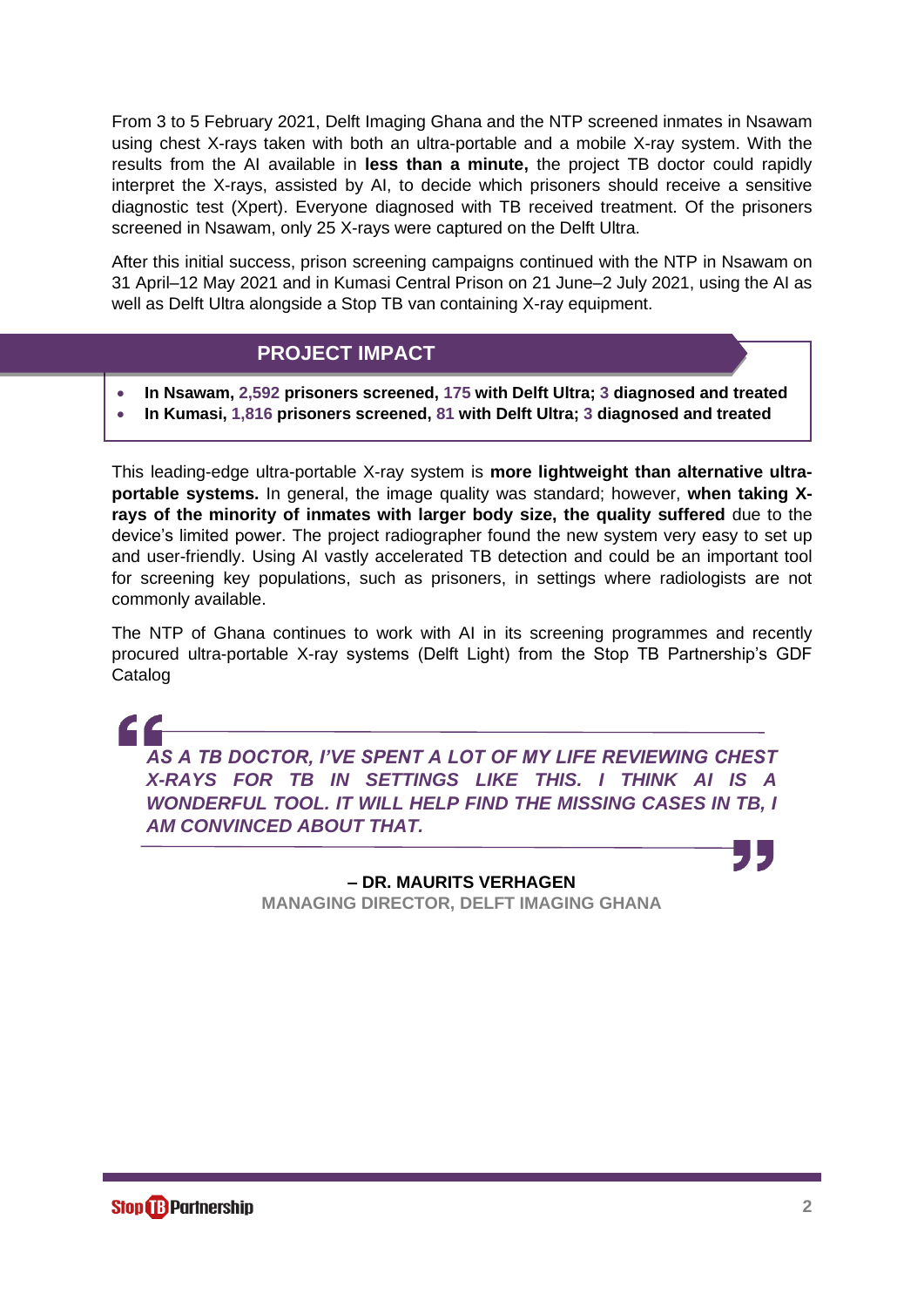From 3 to 5 February 2021, Delft Imaging Ghana and the NTP screened inmates in Nsawam using chest X-rays taken with both an ultra-portable and a mobile X-ray system. With the results from the AI available in **less than a minute,** the project TB doctor could rapidly interpret the X-rays, assisted by AI, to decide which prisoners should receive a sensitive diagnostic test (Xpert). Everyone diagnosed with TB received treatment. Of the prisoners screened in Nsawam, only 25 X-rays were captured on the Delft Ultra.

After this initial success, prison screening campaigns continued with the NTP in Nsawam on 31 April–12 May 2021 and in Kumasi Central Prison on 21 June–2 July 2021, using the AI as well as Delft Ultra alongside a Stop TB van containing X-ray equipment.

## PROJECT IMPACT

- **In Nsawam, 2,592 prisoners screened, 175 with Delft Ultra; 3 diagnosed and treated**
- **In Kumasi, 1,816 prisoners screened, 81 with Delft Ultra; 3 diagnosed and treated**

This leading-edge ultra-portable X-ray system is **more lightweight than alternative ultra-portable systems.** In general, the image quality was standard; however, **when taking X-rays of the minority of inmates with larger body size, the quality suffered** due to the device's limited power. The project radiographer found the new system very easy to set up and user-friendly. Using AI vastly accelerated TB detection and could be an important tool for screening key populations, such as prisoners, in settings where radiologists are not commonly available.

The NTP of Ghana continues to work with AI in its screening programmes and recently procured ultra-portable X-ray systems (Delft Light) from the Stop TB Partnership's GDF Catalog

> ***AS A TB DOCTOR, I'VE SPENT A LOT OF MY LIFE REVIEWING CHEST X-RAYS FOR TB IN SETTINGS LIKE THIS. I THINK AI IS A WONDERFUL TOOL. IT WILL HELP FIND THE MISSING CASES IN TB, I AM CONVINCED ABOUT THAT.***
>
> **– DR. MAURITS VERHAGEN**
> **MANAGING DIRECTOR, DELFT IMAGING GHANA**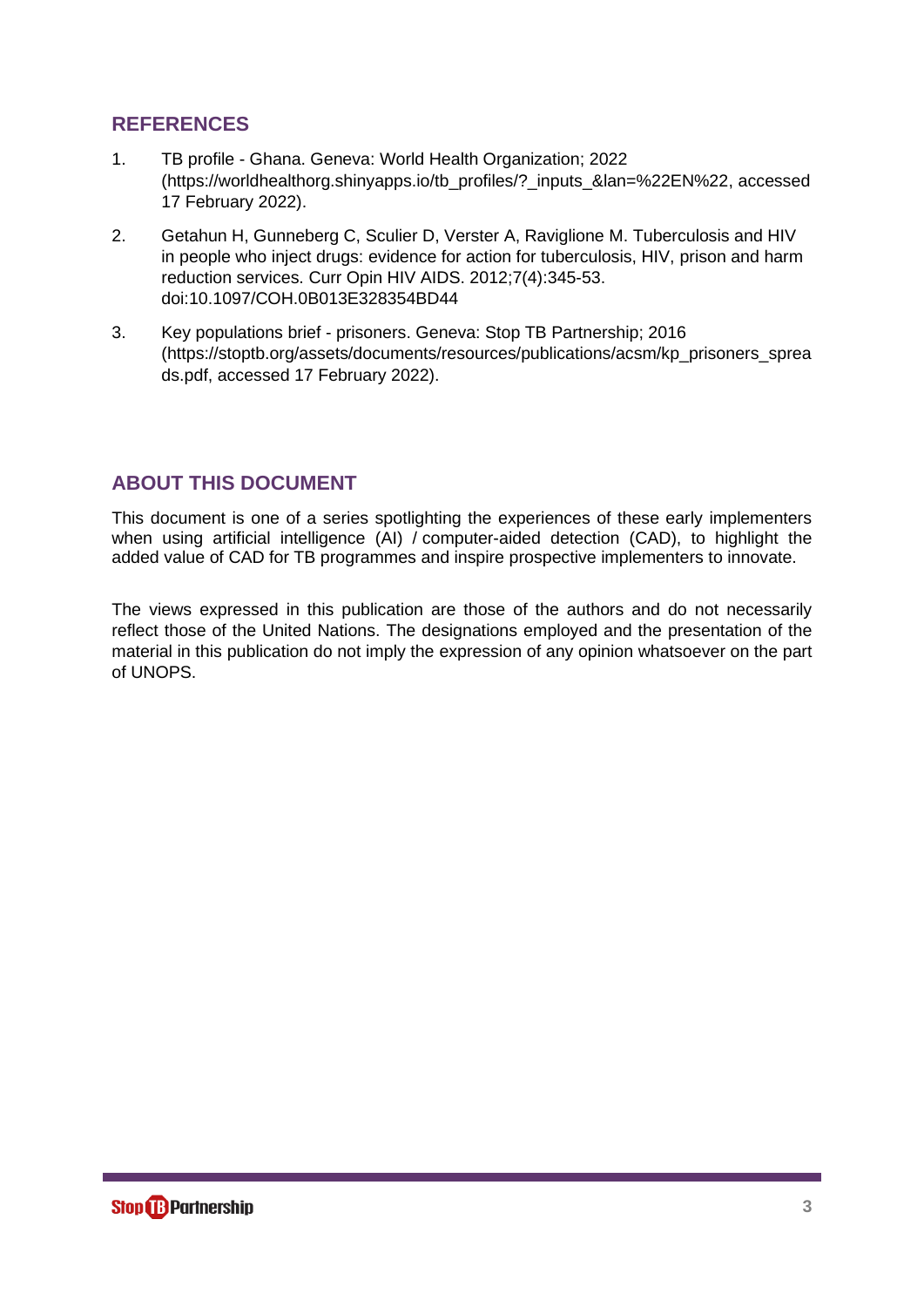## REFERENCES

1. TB profile - Ghana. Geneva: World Health Organization; 2022 (https://worldhealthorg.shinyapps.io/tb_profiles/?_inputs_&lan=%22EN%22, accessed 17 February 2022).

2. Getahun H, Gunneberg C, Sculier D, Verster A, Raviglione M. Tuberculosis and HIV in people who inject drugs: evidence for action for tuberculosis, HIV, prison and harm reduction services. Curr Opin HIV AIDS. 2012;7(4):345-53. doi:10.1097/COH.0B013E328354BD44

3. Key populations brief - prisoners. Geneva: Stop TB Partnership; 2016 (https://stoptb.org/assets/documents/resources/publications/acsm/kp_prisoners_spreads.pdf, accessed 17 February 2022).

## ABOUT THIS DOCUMENT

This document is one of a series spotlighting the experiences of these early implementers when using artificial intelligence (AI) / computer-aided detection (CAD), to highlight the added value of CAD for TB programmes and inspire prospective implementers to innovate.

The views expressed in this publication are those of the authors and do not necessarily reflect those of the United Nations. The designations employed and the presentation of the material in this publication do not imply the expression of any opinion whatsoever on the part of UNOPS.